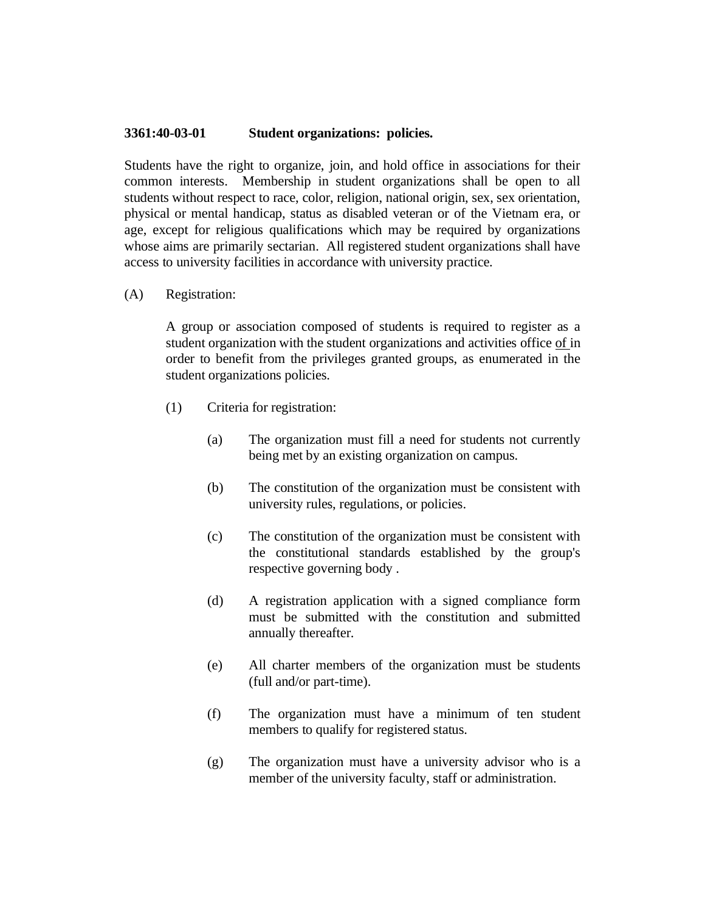**3361:40-03-01 Student organizations: policies.**

Students have the right to organize, join, and hold office in associations for their common interests. Membership in student organizations shall be open to all students without respect to race, color, religion, national origin, sex, sex orientation, physical or mental handicap, status as disabled veteran or of the Vietnam era, or age, except for religious qualifications which may be required by organizations whose aims are primarily sectarian. All registered student organizations shall have access to university facilities in accordance with university practice.

(A) Registration:

A group or association composed of students is required to register as a student organization with the student organizations and activities office of in order to benefit from the privileges granted groups, as enumerated in the student organizations policies.

(1) Criteria for registration:

(a) The organization must fill a need for students not currently being met by an existing organization on campus.

(b) The constitution of the organization must be consistent with university rules, regulations, or policies.

(c) The constitution of the organization must be consistent with the constitutional standards established by the group's respective governing body .

(d) A registration application with a signed compliance form must be submitted with the constitution and submitted annually thereafter.

(e) All charter members of the organization must be students (full and/or part-time).

(f) The organization must have a minimum of ten student members to qualify for registered status.

(g) The organization must have a university advisor who is a member of the university faculty, staff or administration.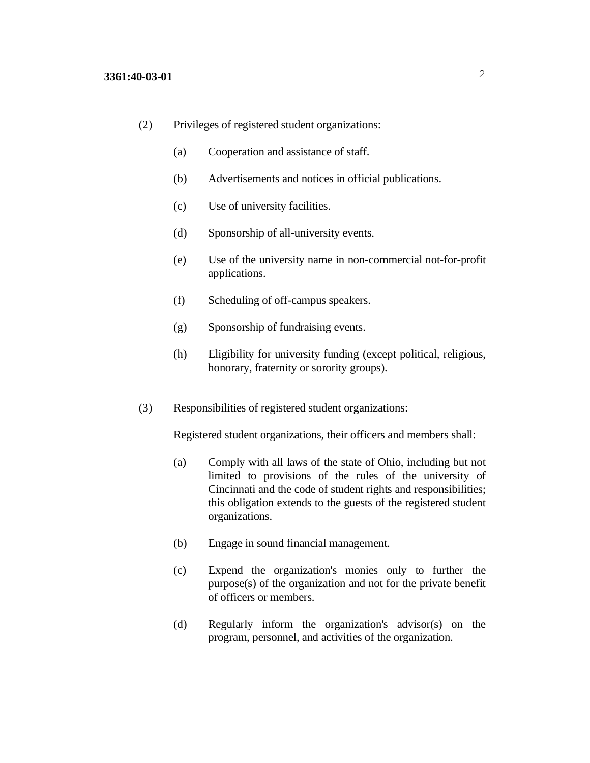(2) Privileges of registered student organizations:

- (a) Cooperation and assistance of staff.
- (b) Advertisements and notices in official publications.
- (c) Use of university facilities.
- (d) Sponsorship of all-university events.
- (e) Use of the university name in non-commercial not-for-profit applications.
- (f) Scheduling of off-campus speakers.
- (g) Sponsorship of fundraising events.
- (h) Eligibility for university funding (except political, religious, honorary, fraternity or sorority groups).

(3) Responsibilities of registered student organizations:

Registered student organizations, their officers and members shall:

- (a) Comply with all laws of the state of Ohio, including but not limited to provisions of the rules of the university of Cincinnati and the code of student rights and responsibilities; this obligation extends to the guests of the registered student organizations.
- (b) Engage in sound financial management.
- (c) Expend the organization's monies only to further the purpose(s) of the organization and not for the private benefit of officers or members.
- (d) Regularly inform the organization's advisor(s) on the program, personnel, and activities of the organization.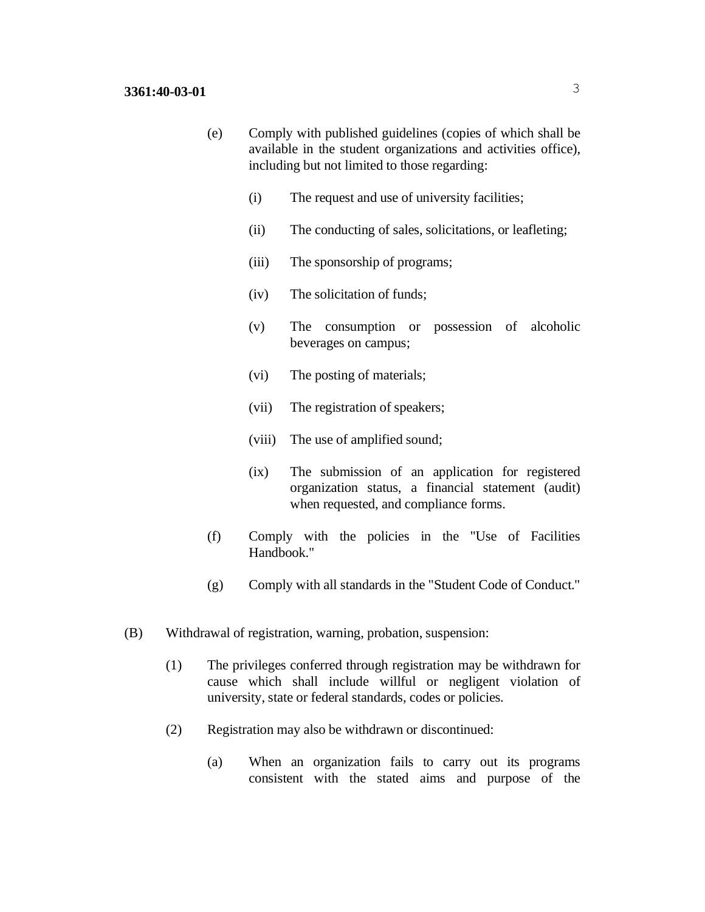(e) Comply with published guidelines (copies of which shall be available in the student organizations and activities office), including but not limited to those regarding:

(i) The request and use of university facilities;

(ii) The conducting of sales, solicitations, or leafleting;

(iii) The sponsorship of programs;

(iv) The solicitation of funds;

(v) The consumption or possession of alcoholic beverages on campus;

(vi) The posting of materials;

(vii) The registration of speakers;

(viii) The use of amplified sound;

(ix) The submission of an application for registered organization status, a financial statement (audit) when requested, and compliance forms.

(f) Comply with the policies in the "Use of Facilities Handbook."

(g) Comply with all standards in the "Student Code of Conduct."

(B) Withdrawal of registration, warning, probation, suspension:

(1) The privileges conferred through registration may be withdrawn for cause which shall include willful or negligent violation of university, state or federal standards, codes or policies.

(2) Registration may also be withdrawn or discontinued:

(a) When an organization fails to carry out its programs consistent with the stated aims and purpose of the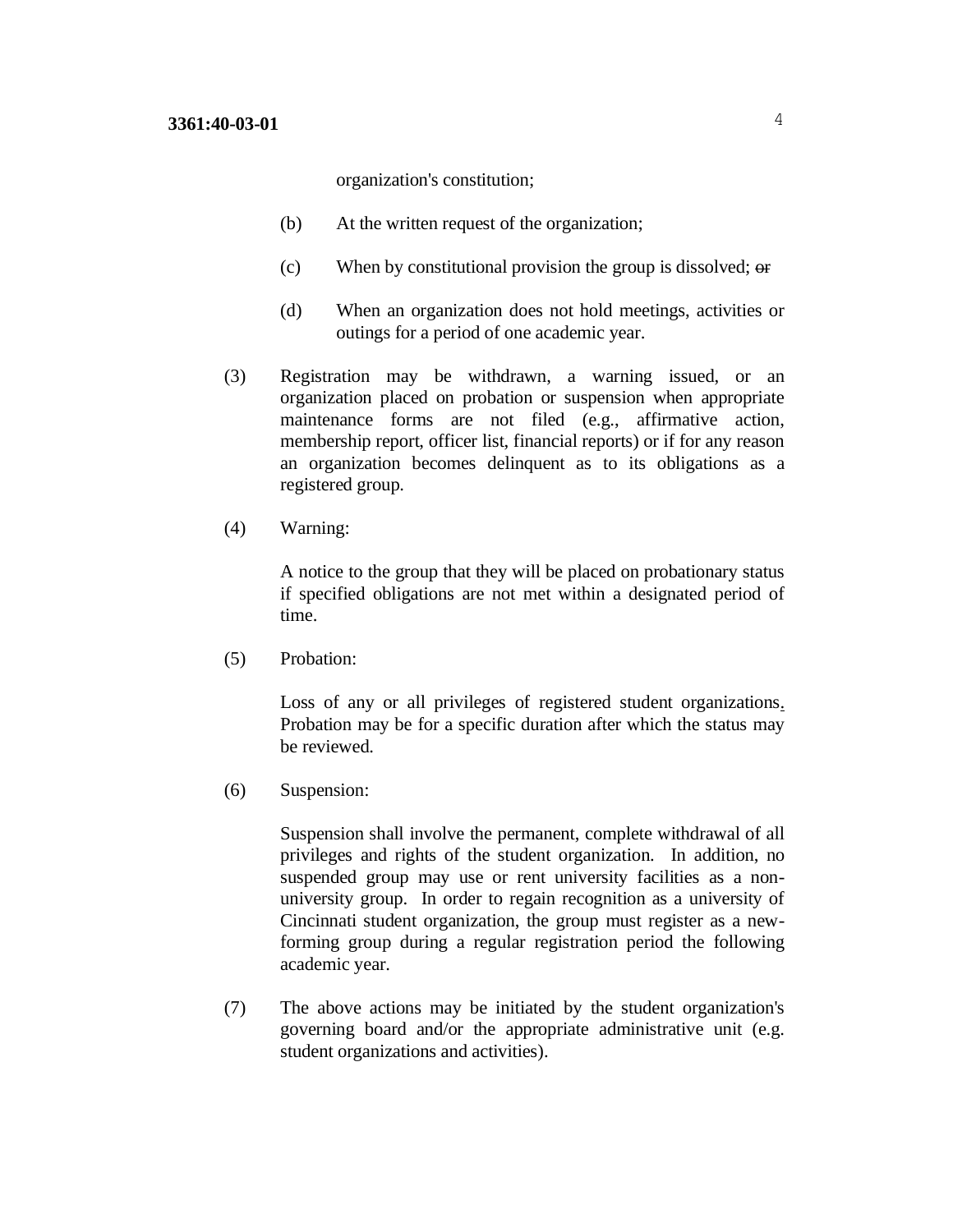organization's constitution;

(b) At the written request of the organization;

(c) When by constitutional provision the group is dissolved; ~~or~~

(d) When an organization does not hold meetings, activities or outings for a period of one academic year.

(3) Registration may be withdrawn, a warning issued, or an organization placed on probation or suspension when appropriate maintenance forms are not filed (e.g., affirmative action, membership report, officer list, financial reports) or if for any reason an organization becomes delinquent as to its obligations as a registered group.

(4) Warning:

A notice to the group that they will be placed on probationary status if specified obligations are not met within a designated period of time.

(5) Probation:

Loss of any or all privileges of registered student organizations. Probation may be for a specific duration after which the status may be reviewed.

(6) Suspension:

Suspension shall involve the permanent, complete withdrawal of all privileges and rights of the student organization. In addition, no suspended group may use or rent university facilities as a non-university group. In order to regain recognition as a university of Cincinnati student organization, the group must register as a new-forming group during a regular registration period the following academic year.

(7) The above actions may be initiated by the student organization's governing board and/or the appropriate administrative unit (e.g. student organizations and activities).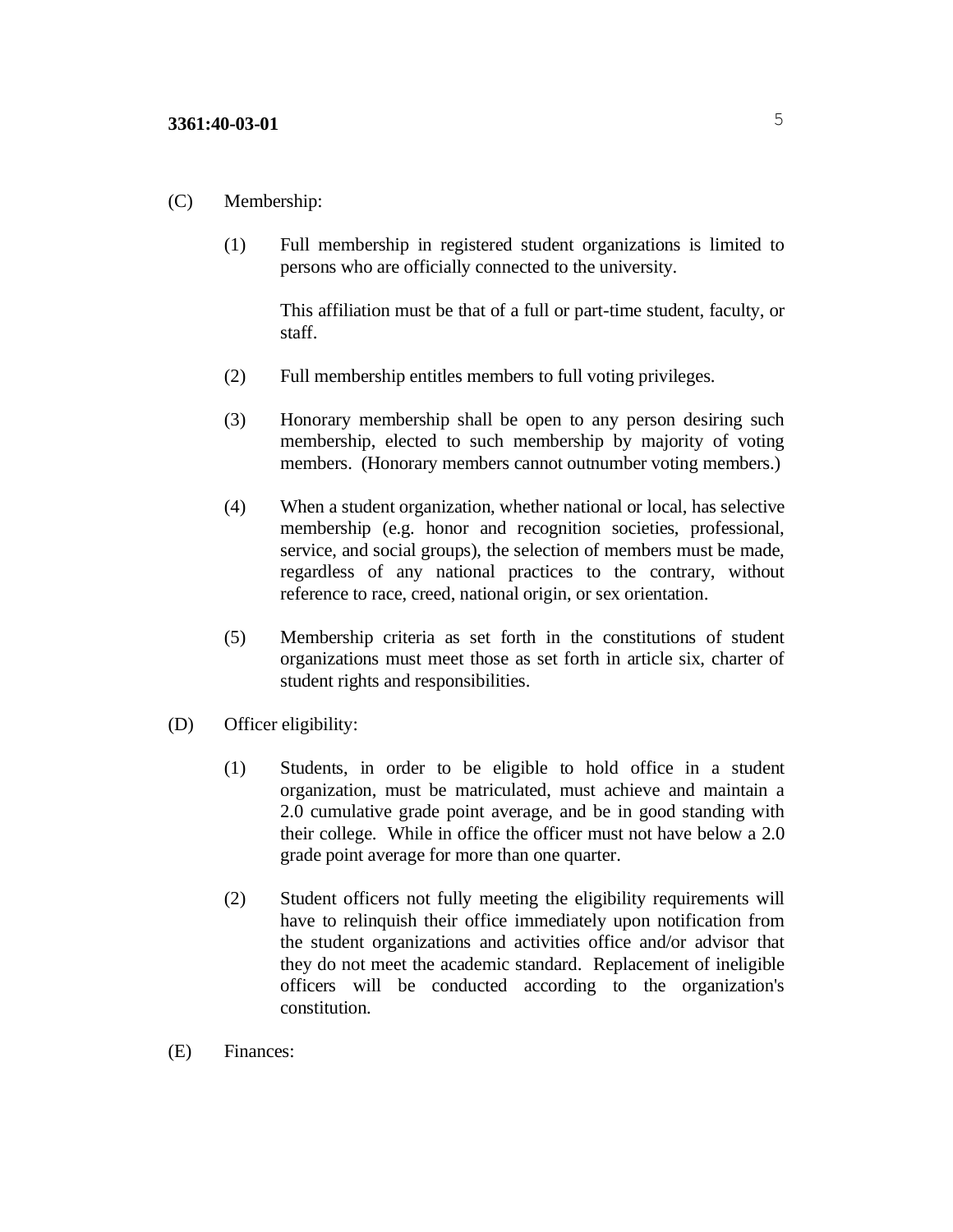(C) Membership:

(1) Full membership in registered student organizations is limited to persons who are officially connected to the university.

This affiliation must be that of a full or part-time student, faculty, or staff.

(2) Full membership entitles members to full voting privileges.

(3) Honorary membership shall be open to any person desiring such membership, elected to such membership by majority of voting members. (Honorary members cannot outnumber voting members.)

(4) When a student organization, whether national or local, has selective membership (e.g. honor and recognition societies, professional, service, and social groups), the selection of members must be made, regardless of any national practices to the contrary, without reference to race, creed, national origin, or sex orientation.

(5) Membership criteria as set forth in the constitutions of student organizations must meet those as set forth in article six, charter of student rights and responsibilities.

(D) Officer eligibility:

(1) Students, in order to be eligible to hold office in a student organization, must be matriculated, must achieve and maintain a 2.0 cumulative grade point average, and be in good standing with their college. While in office the officer must not have below a 2.0 grade point average for more than one quarter.

(2) Student officers not fully meeting the eligibility requirements will have to relinquish their office immediately upon notification from the student organizations and activities office and/or advisor that they do not meet the academic standard. Replacement of ineligible officers will be conducted according to the organization's constitution.

(E) Finances: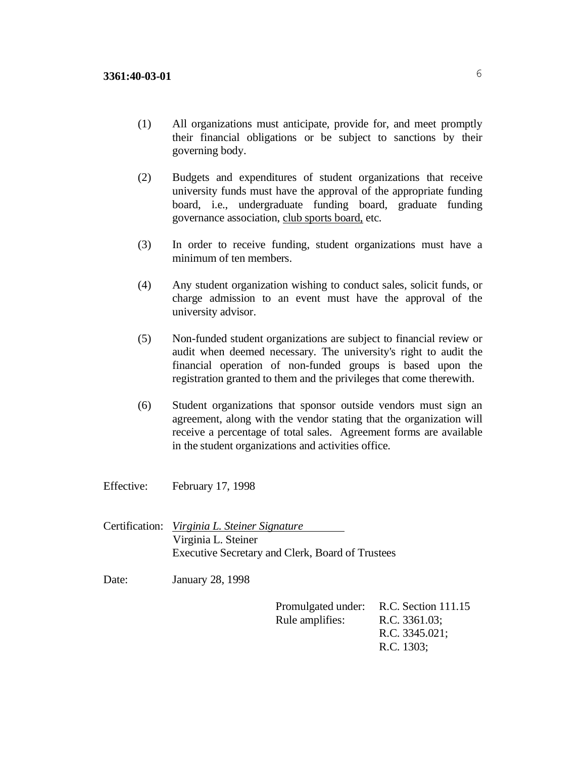(1) All organizations must anticipate, provide for, and meet promptly their financial obligations or be subject to sanctions by their governing body.

(2) Budgets and expenditures of student organizations that receive university funds must have the approval of the appropriate funding board, i.e., undergraduate funding board, graduate funding governance association, <u>club sports board,</u> etc.

(3) In order to receive funding, student organizations must have a minimum of ten members.

(4) Any student organization wishing to conduct sales, solicit funds, or charge admission to an event must have the approval of the university advisor.

(5) Non-funded student organizations are subject to financial review or audit when deemed necessary. The university's right to audit the financial operation of non-funded groups is based upon the registration granted to them and the privileges that come therewith.

(6) Student organizations that sponsor outside vendors must sign an agreement, along with the vendor stating that the organization will receive a percentage of total sales. Agreement forms are available in the student organizations and activities office.

Effective: February 17, 1998

Certification: *Virginia L. Steiner Signature*
Virginia L. Steiner
Executive Secretary and Clerk, Board of Trustees

Date: January 28, 1998

Promulgated under: R.C. Section 111.15
Rule amplifies: R.C. 3361.03;
R.C. 3345.021;
R.C. 1303;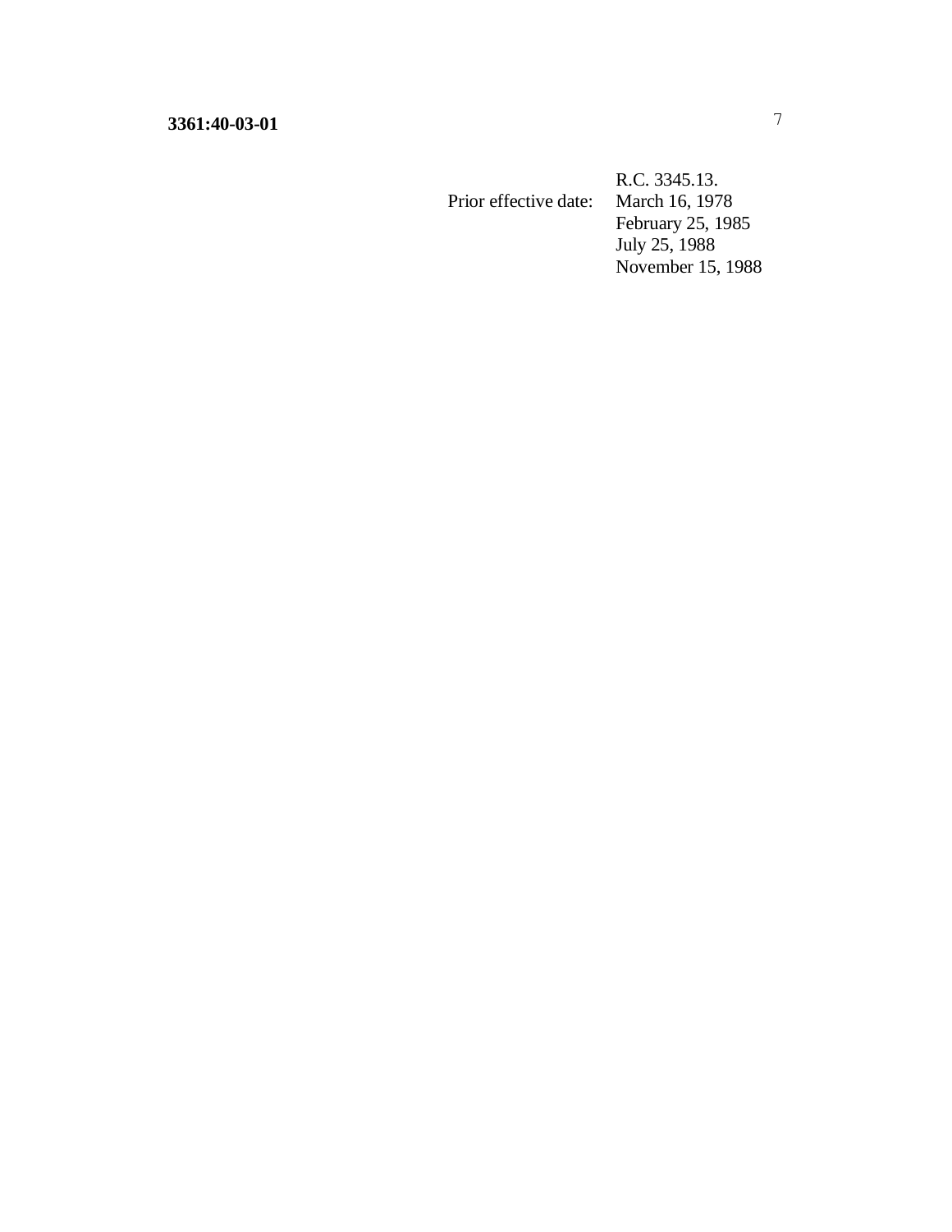R.C. 3345.13.

Prior effective date: March 16, 1978
February 25, 1985
July 25, 1988
November 15, 1988